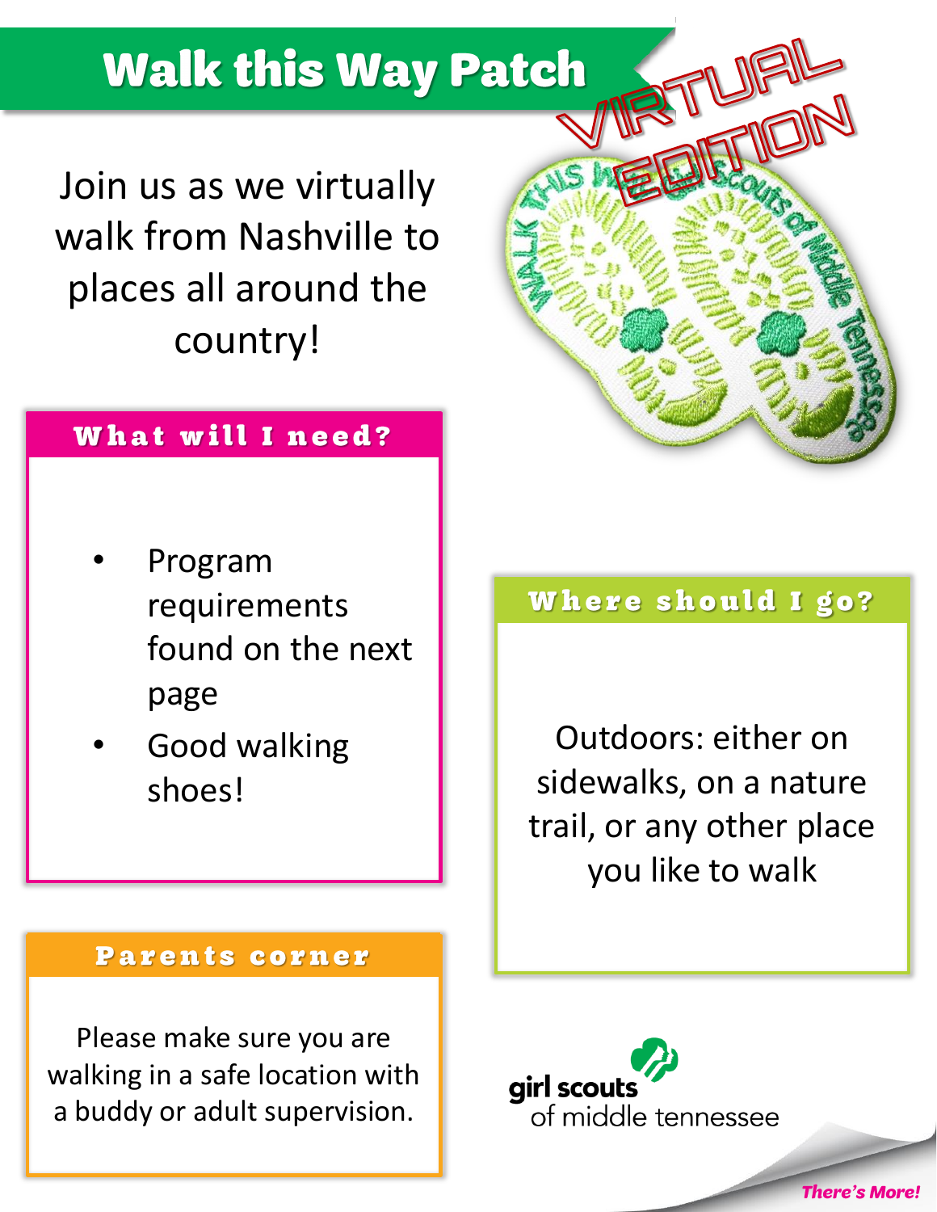# Walk this Way Patch

VIRTUAL EDITION

Join us as we virtually walk from Nashville to places all around the country!

## What will I need?

- Program requirements found on the next page
- Good walking shoes!

## Where should I go?

Outdoors: either on sidewalks, on a nature trail, or any other place you like to walk

## Parents corner

Please make sure you are walking in a safe location with a buddy or adult supervision.

girl scouts of middle tennessee

*There's More!*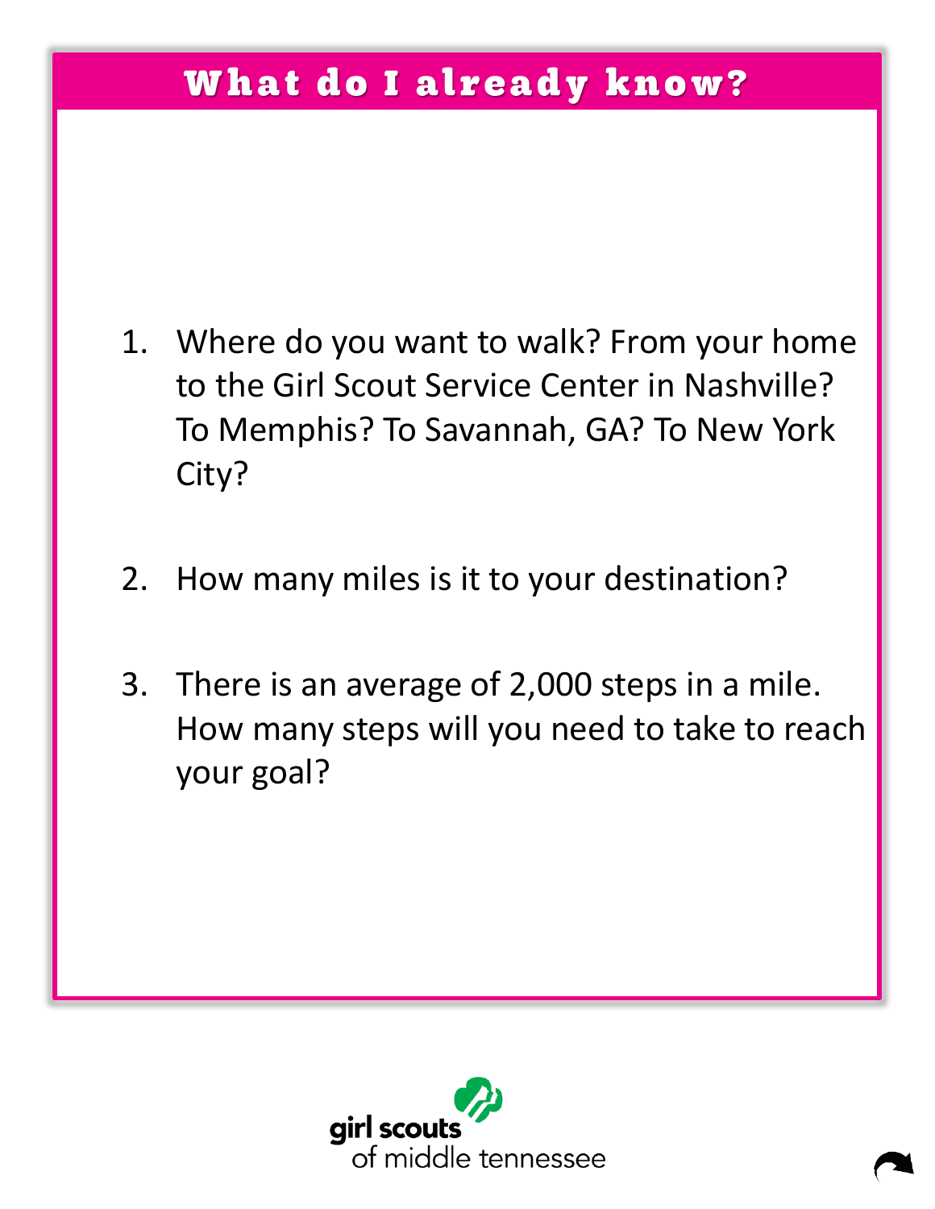# What do I already know?

1. Where do you want to walk? From your home to the Girl Scout Service Center in Nashville? To Memphis? To Savannah, GA? To New York City?

2. How many miles is it to your destination?

3. There is an average of 2,000 steps in a mile. How many steps will you need to take to reach your goal?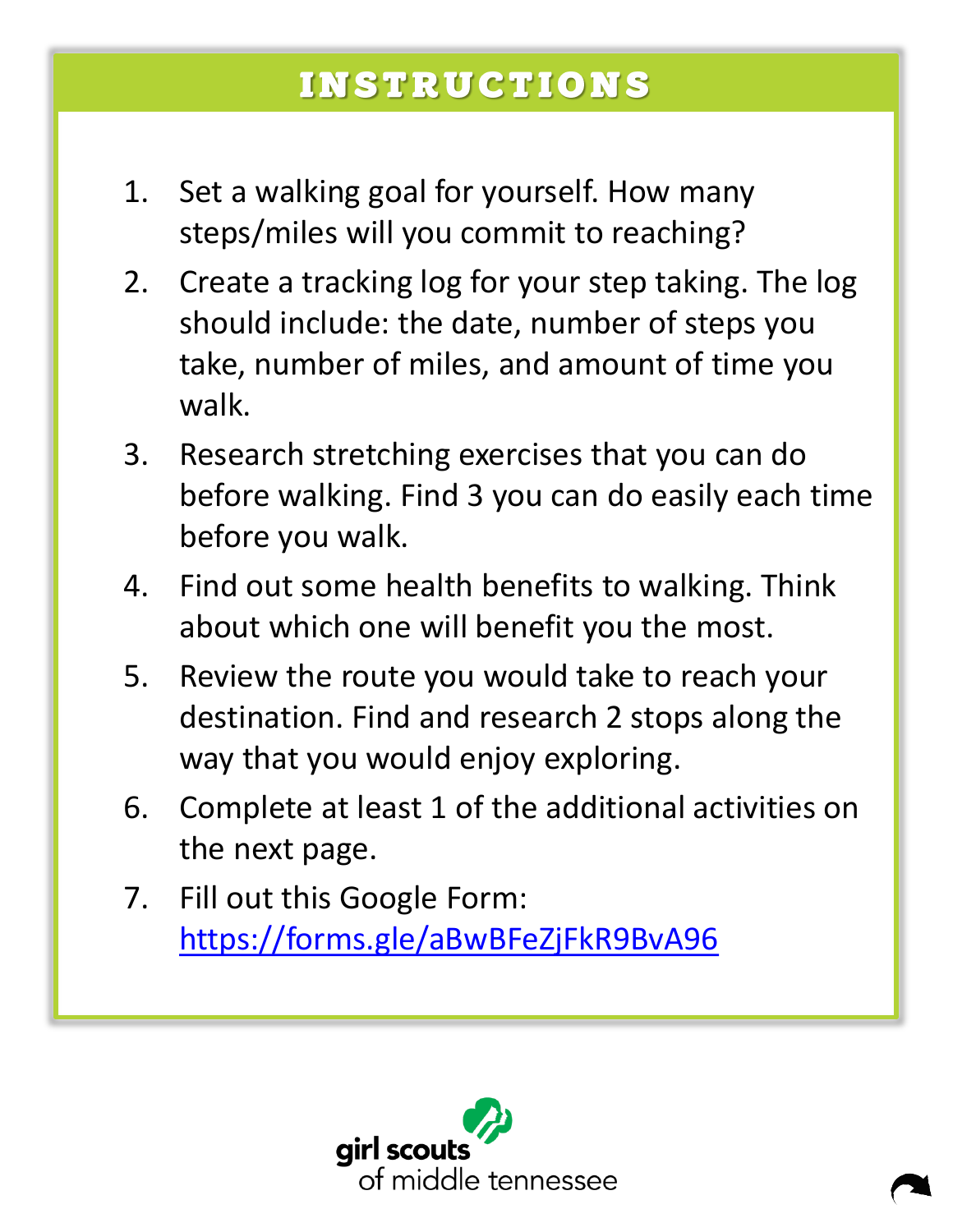## INSTRUCTIONS

1. Set a walking goal for yourself. How many steps/miles will you commit to reaching?
2. Create a tracking log for your step taking. The log should include: the date, number of steps you take, number of miles, and amount of time you walk.
3. Research stretching exercises that you can do before walking. Find 3 you can do easily each time before you walk.
4. Find out some health benefits to walking. Think about which one will benefit you the most.
5. Review the route you would take to reach your destination. Find and research 2 stops along the way that you would enjoy exploring.
6. Complete at least 1 of the additional activities on the next page.
7. Fill out this Google Form: https://forms.gle/aBwBFeZjFkR9BvA96

girl scouts of middle tennessee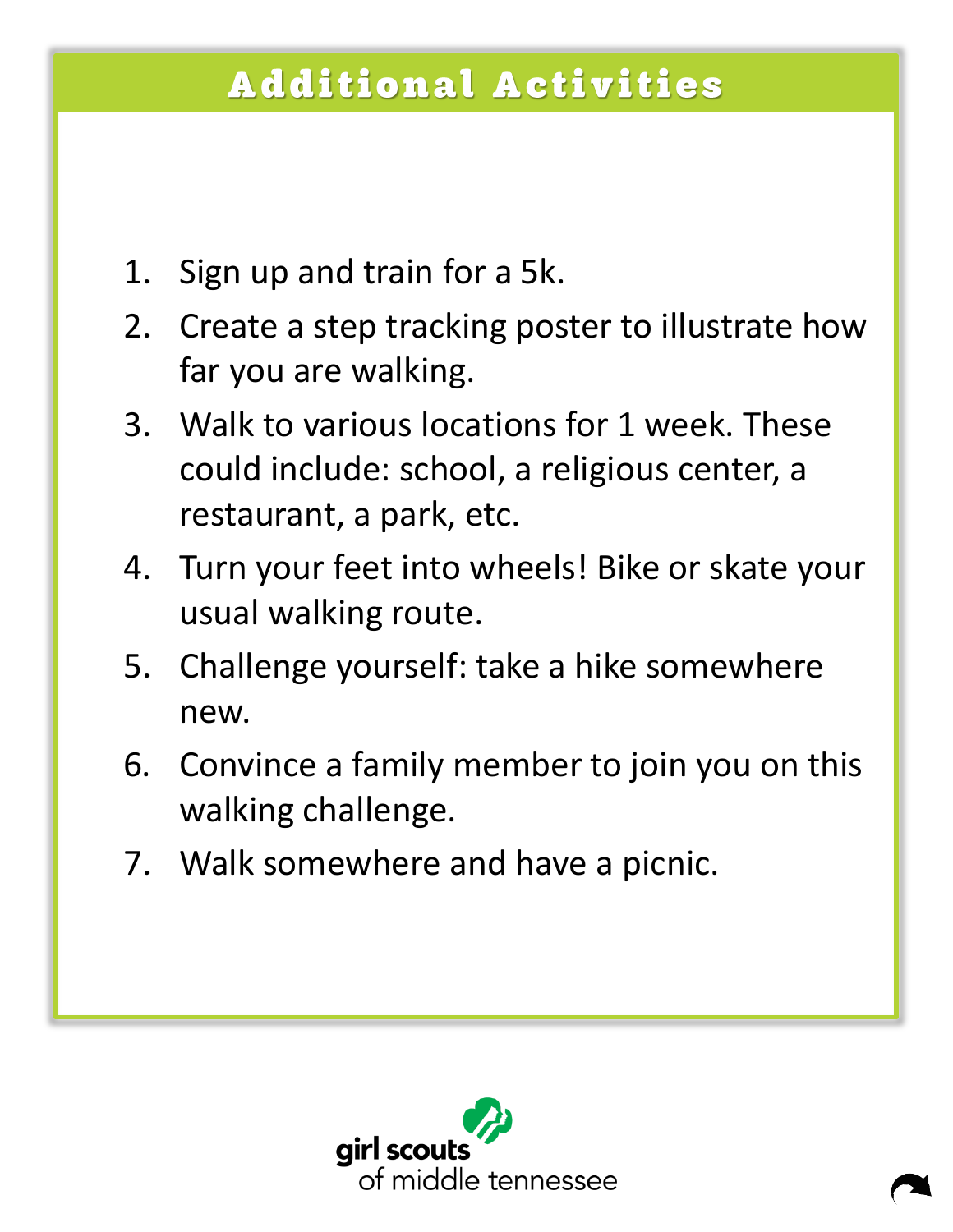## Additional Activities

1. Sign up and train for a 5k.
2. Create a step tracking poster to illustrate how far you are walking.
3. Walk to various locations for 1 week. These could include: school, a religious center, a restaurant, a park, etc.
4. Turn your feet into wheels! Bike or skate your usual walking route.
5. Challenge yourself: take a hike somewhere new.
6. Convince a family member to join you on this walking challenge.
7. Walk somewhere and have a picnic.

girl scouts of middle tennessee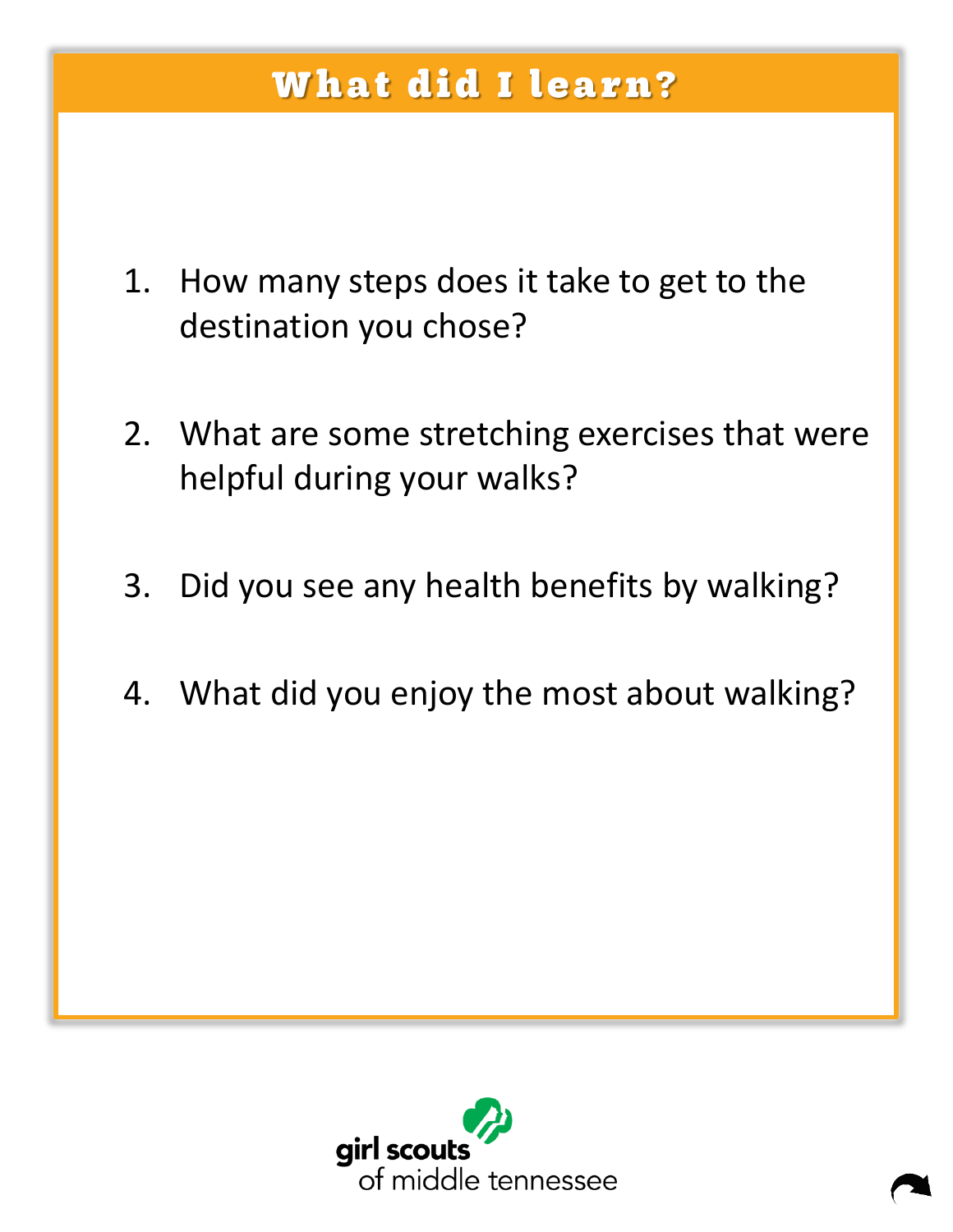# What did I learn?

1. How many steps does it take to get to the destination you chose?

2. What are some stretching exercises that were helpful during your walks?

3. Did you see any health benefits by walking?

4. What did you enjoy the most about walking?

girl scouts of middle tennessee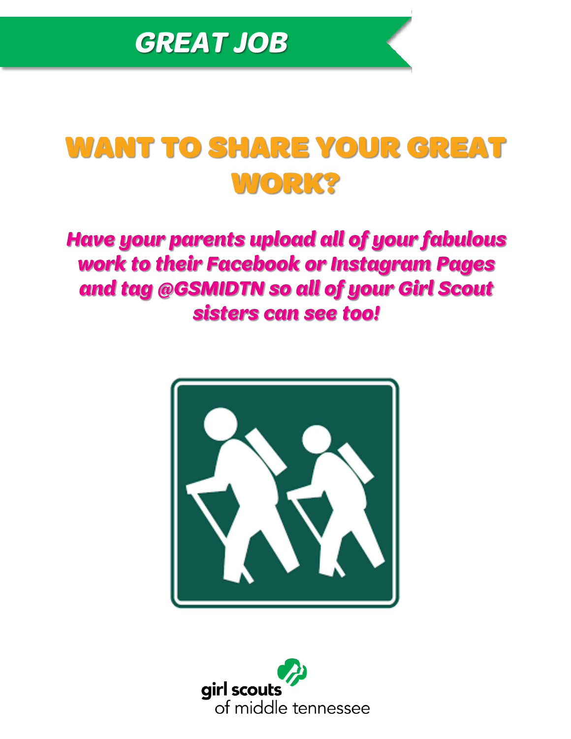# GREAT JOB

## WANT TO SHARE YOUR GREAT WORK?

***Have your parents upload all of your fabulous work to their Facebook or Instagram Pages and tag @GSMIDTN so all of your Girl Scout sisters can see too!***

girl scouts
of middle tennessee